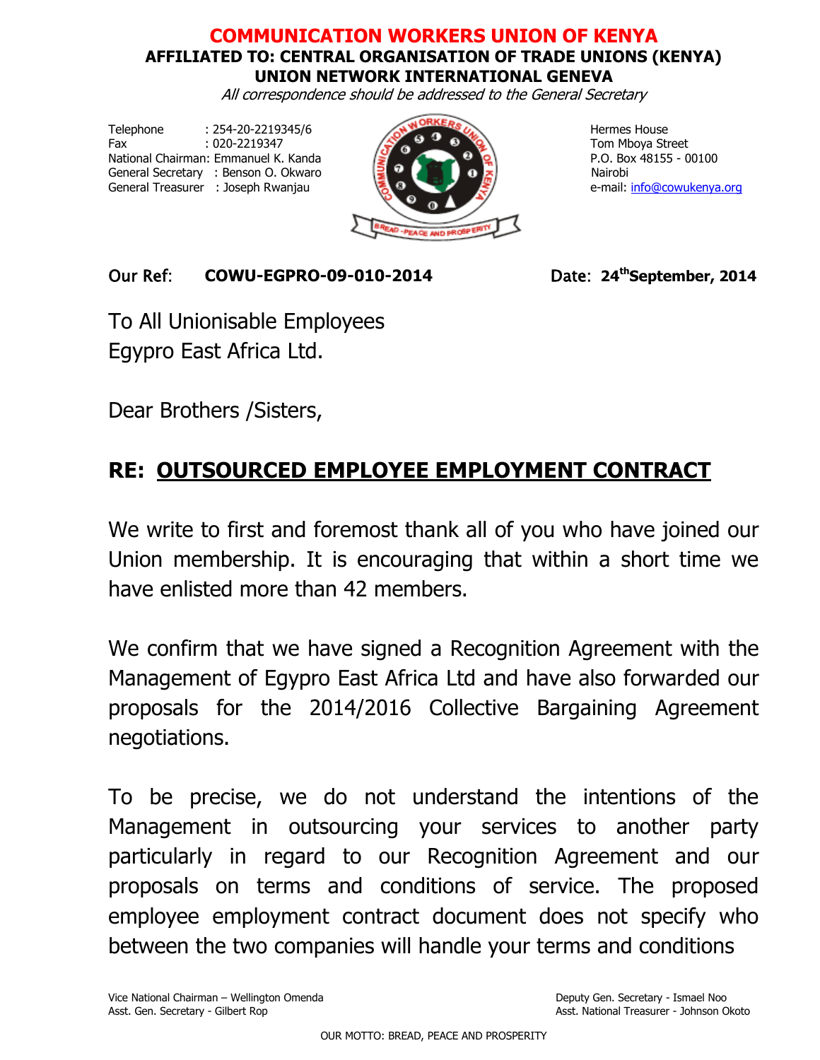# COMMUNICATION WORKERS UNION OF KENYA

**AFFILIATED TO: CENTRAL ORGANISATION OF TRADE UNIONS (KENYA)**
**UNION NETWORK INTERNATIONAL GENEVA**

*All correspondence should be addressed to the General Secretary*

Telephone : 254-20-2219345/6
Fax : 020-2219347
National Chairman: Emmanuel K. Kanda
General Secretary : Benson O. Okwaro
General Treasurer : Joseph Rwanjau

Hermes House
Tom Mboya Street
P.O. Box 48155 - 00100
Nairobi
e-mail: info@cowukenya.org

Our Ref: **COWU-EGPRO-09-010-2014**

Date: **24th September, 2014**

To All Unionisable Employees
Egypro East Africa Ltd.

Dear Brothers /Sisters,

## RE: OUTSOURCED EMPLOYEE EMPLOYMENT CONTRACT

We write to first and foremost thank all of you who have joined our Union membership. It is encouraging that within a short time we have enlisted more than 42 members.

We confirm that we have signed a Recognition Agreement with the Management of Egypro East Africa Ltd and have also forwarded our proposals for the 2014/2016 Collective Bargaining Agreement negotiations.

To be precise, we do not understand the intentions of the Management in outsourcing your services to another party particularly in regard to our Recognition Agreement and our proposals on terms and conditions of service. The proposed employee employment contract document does not specify who between the two companies will handle your terms and conditions

Vice National Chairman – Wellington Omenda
Asst. Gen. Secretary - Gilbert Rop

Deputy Gen. Secretary - Ismael Noo
Asst. National Treasurer - Johnson Okoto

OUR MOTTO: BREAD, PEACE AND PROSPERITY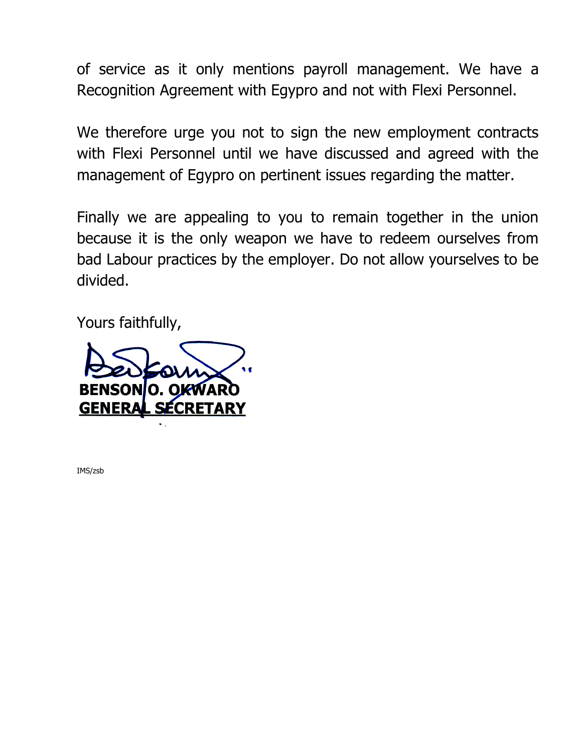of service as it only mentions payroll management. We have a Recognition Agreement with Egypro and not with Flexi Personnel.

We therefore urge you not to sign the new employment contracts with Flexi Personnel until we have discussed and agreed with the management of Egypro on pertinent issues regarding the matter.

Finally we are appealing to you to remain together in the union because it is the only weapon we have to redeem ourselves from bad Labour practices by the employer. Do not allow yourselves to be divided.

Yours faithfully,

**BENSON O. OKWARO**
**GENERAL SECRETARY**

IMS/zsb